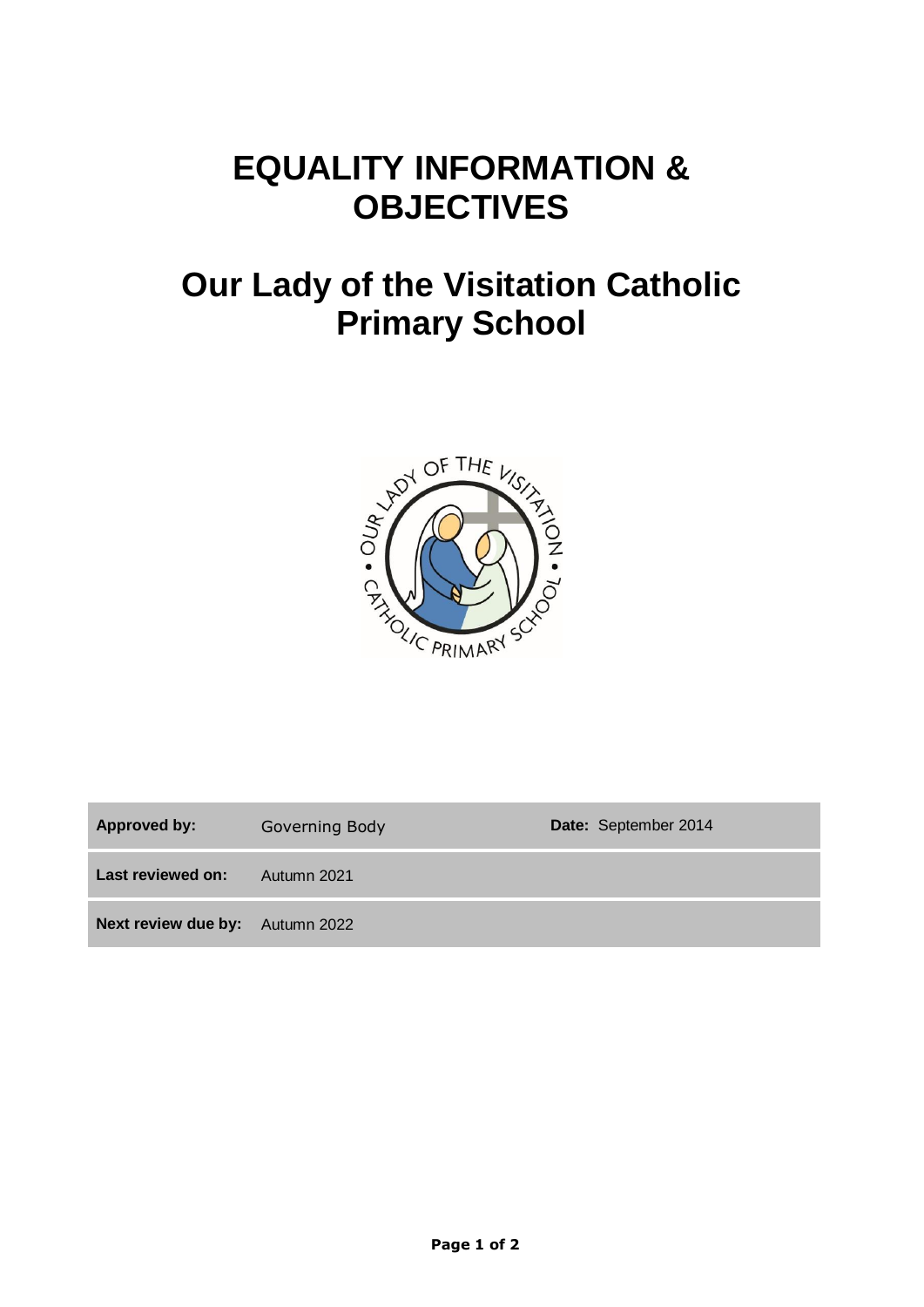# EQUALITY INFORMATION & OBJECTIVES

# Our Lady of the Visitation Catholic Primary School

| | | | |
|---|---|---|---|
| **Approved by:** | Governing Body | **Date:** September 2014 | |
| **Last reviewed on:** | Autumn 2021 | | |
| **Next review due by:** | Autumn 2022 | | |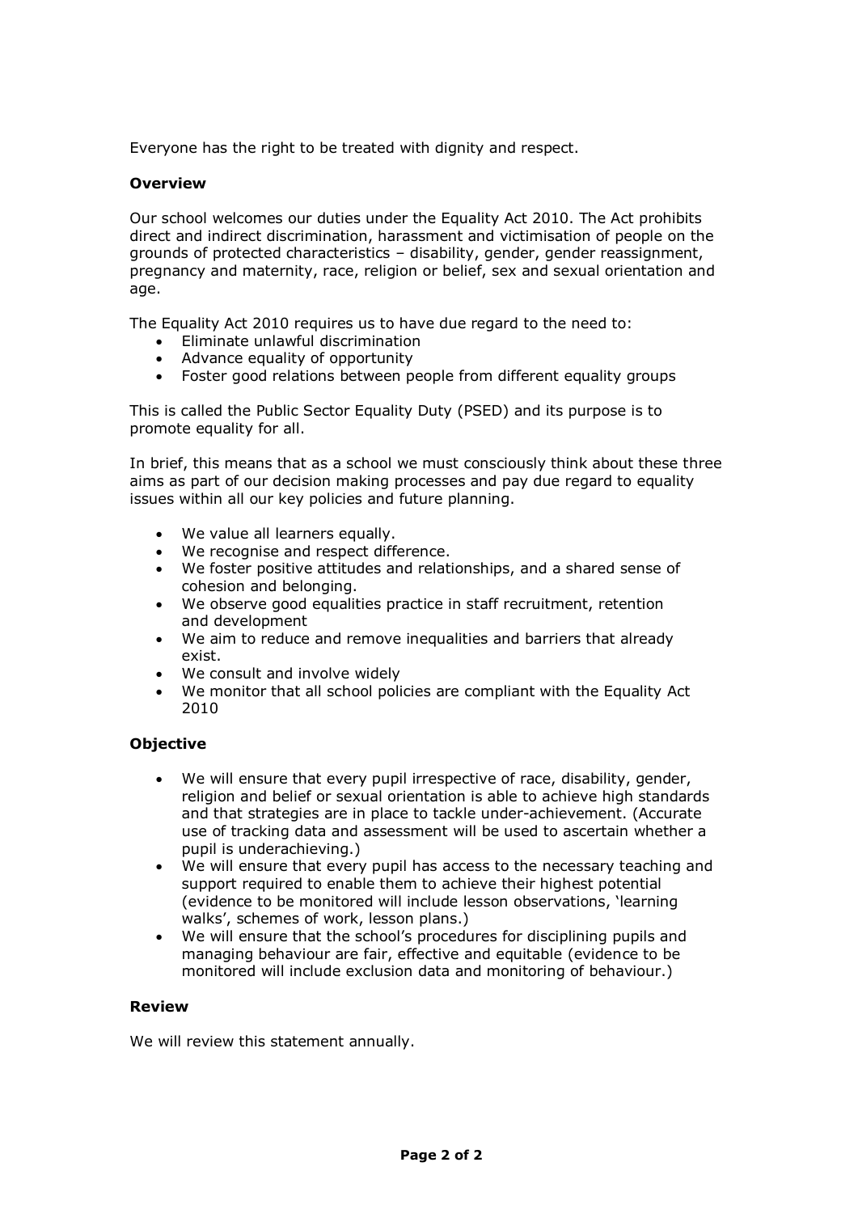Everyone has the right to be treated with dignity and respect.

**Overview**

Our school welcomes our duties under the Equality Act 2010. The Act prohibits direct and indirect discrimination, harassment and victimisation of people on the grounds of protected characteristics – disability, gender, gender reassignment, pregnancy and maternity, race, religion or belief, sex and sexual orientation and age.

The Equality Act 2010 requires us to have due regard to the need to:

- Eliminate unlawful discrimination
- Advance equality of opportunity
- Foster good relations between people from different equality groups

This is called the Public Sector Equality Duty (PSED) and its purpose is to promote equality for all.

In brief, this means that as a school we must consciously think about these three aims as part of our decision making processes and pay due regard to equality issues within all our key policies and future planning.

- We value all learners equally.
- We recognise and respect difference.
- We foster positive attitudes and relationships, and a shared sense of cohesion and belonging.
- We observe good equalities practice in staff recruitment, retention and development
- We aim to reduce and remove inequalities and barriers that already exist.
- We consult and involve widely
- We monitor that all school policies are compliant with the Equality Act 2010

**Objective**

- We will ensure that every pupil irrespective of race, disability, gender, religion and belief or sexual orientation is able to achieve high standards and that strategies are in place to tackle under-achievement. (Accurate use of tracking data and assessment will be used to ascertain whether a pupil is underachieving.)
- We will ensure that every pupil has access to the necessary teaching and support required to enable them to achieve their highest potential (evidence to be monitored will include lesson observations, 'learning walks', schemes of work, lesson plans.)
- We will ensure that the school's procedures for disciplining pupils and managing behaviour are fair, effective and equitable (evidence to be monitored will include exclusion data and monitoring of behaviour.)

**Review**

We will review this statement annually.